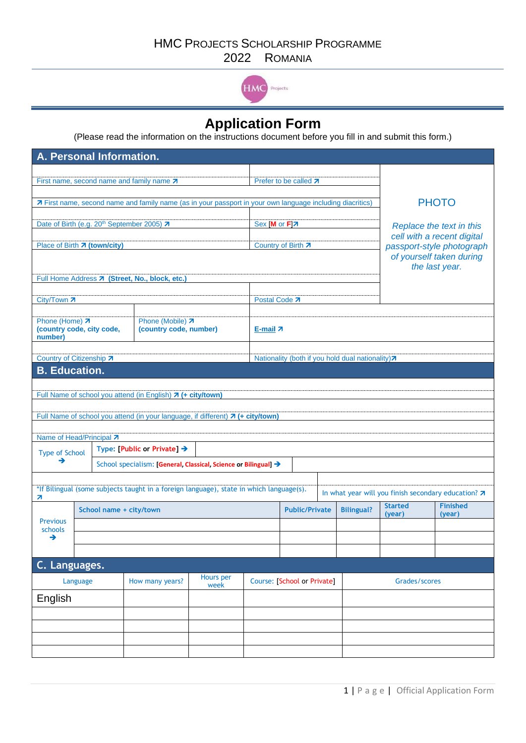HMC PROJECTS SCHOLARSHIP PROGRAMME
2022 ROMANIA

# Application Form

(Please read the information on the instructions document before you fill in and submit this form.)

## A. Personal Information.

| | | |
|---|---|---|
| First name, second name and family name ↗ | Prefer to be called ↗ | PHOTO<br><br>*Replace the text in this cell with a recent digital passport-style photograph of yourself taken during the last year.* |
| ↗ First name, second name and family name (as in your passport in your own language including diacritics) | | |
| Date of Birth (e.g. 20th September 2005) ↗ | Sex [M or F]↗ | |
| Place of Birth ↗ **(town/city)** | Country of Birth ↗ | |
| Full Home Address ↗ **(Street, No., block, etc.)** | | |
| City/Town ↗ | Postal Code ↗ | |

| | | |
|---|---|---|
| Phone (Home) ↗ **(country code, city code, number)** | Phone (Mobile) ↗ **(country code, number)** | **E-mail** ↗ |
| Country of Citizenship ↗ | | Nationality (both if you hold dual nationality)↗ |

## B. Education.

Full Name of school you attend (in English) ↗ **(+ city/town)**

Full Name of school you attend (in your language, if different) ↗ **(+ city/town)**

Name of Head/Principal ↗

| | |
|---|---|
| Type of School → | **Type: [Public or Private] →** |
| | School specialism: **[General, Classical, Science or Bilingual] →** |

| | |
|---|---|
| *If Bilingual (some subjects taught in a foreign language), state in which language(s). ↗ | In what year will you finish secondary education? ↗ |

| | School name + city/town | Public/Private | Bilingual? | Started (year) | Finished (year) |
|---|---|---|---|---|---|
| Previous schools → | | | | | |
| | | | | | |
| | | | | | |

## C. Languages.

| Language | How many years? | Hours per week | Course: [School or Private] | Grades/scores |
|---|---|---|---|---|
| English | | | | |
| | | | | |
| | | | | |
| | | | | |
| | | | | |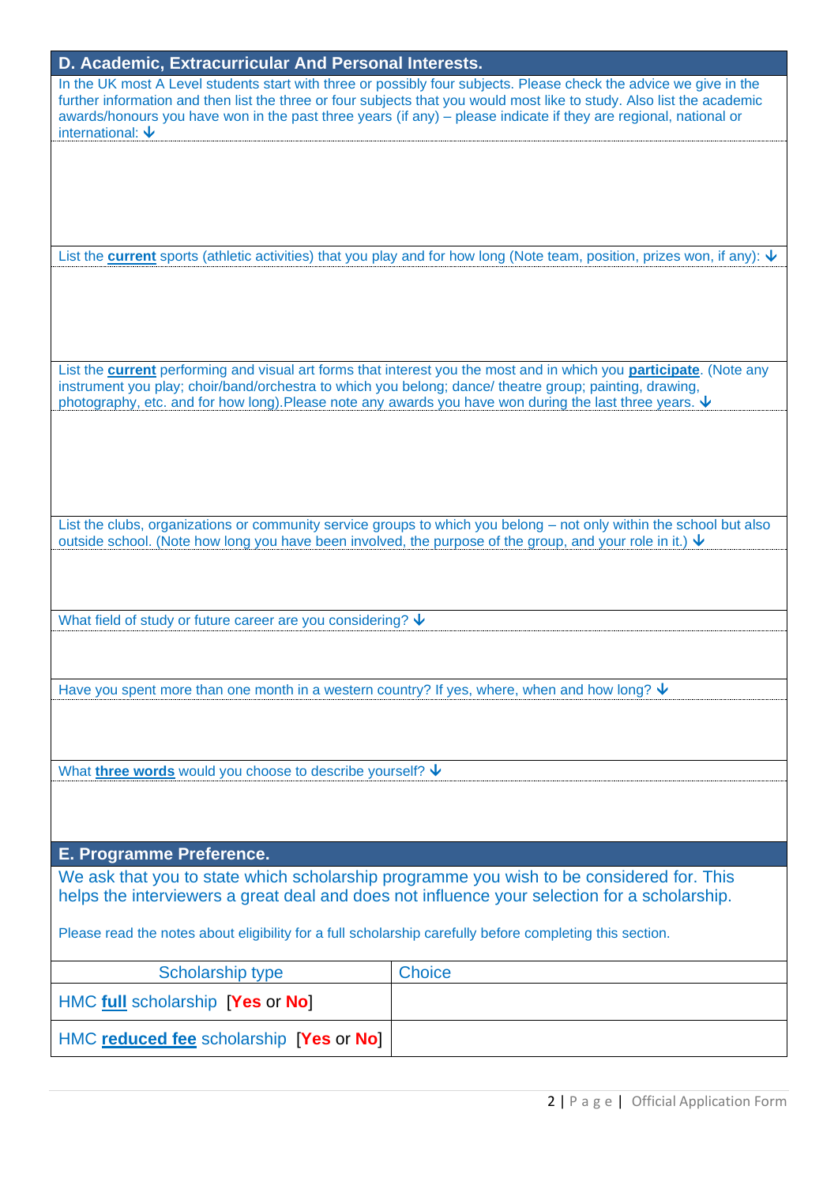## D. Academic, Extracurricular And Personal Interests.

In the UK most A Level students start with three or possibly four subjects. Please check the advice we give in the further information and then list the three or four subjects that you would most like to study. Also list the academic awards/honours you have won in the past three years (if any) – please indicate if they are regional, national or international: ↓

List the **current** sports (athletic activities) that you play and for how long (Note team, position, prizes won, if any): ↓

List the **current** performing and visual art forms that interest you the most and in which you **participate**. (Note any instrument you play; choir/band/orchestra to which you belong; dance/ theatre group; painting, drawing, photography, etc. and for how long).Please note any awards you have won during the last three years. ↓

List the clubs, organizations or community service groups to which you belong – not only within the school but also outside school. (Note how long you have been involved, the purpose of the group, and your role in it.) ↓

What field of study or future career are you considering? ↓

Have you spent more than one month in a western country? If yes, where, when and how long? ↓

What **three words** would you choose to describe yourself? ↓

## E. Programme Preference.

We ask that you to state which scholarship programme you wish to be considered for. This helps the interviewers a great deal and does not influence your selection for a scholarship.

Please read the notes about eligibility for a full scholarship carefully before completing this section.

| Scholarship type | Choice |
|---|---|
| HMC **full** scholarship [**Yes** or **No**] | |
| HMC **reduced fee** scholarship [**Yes** or **No**] | |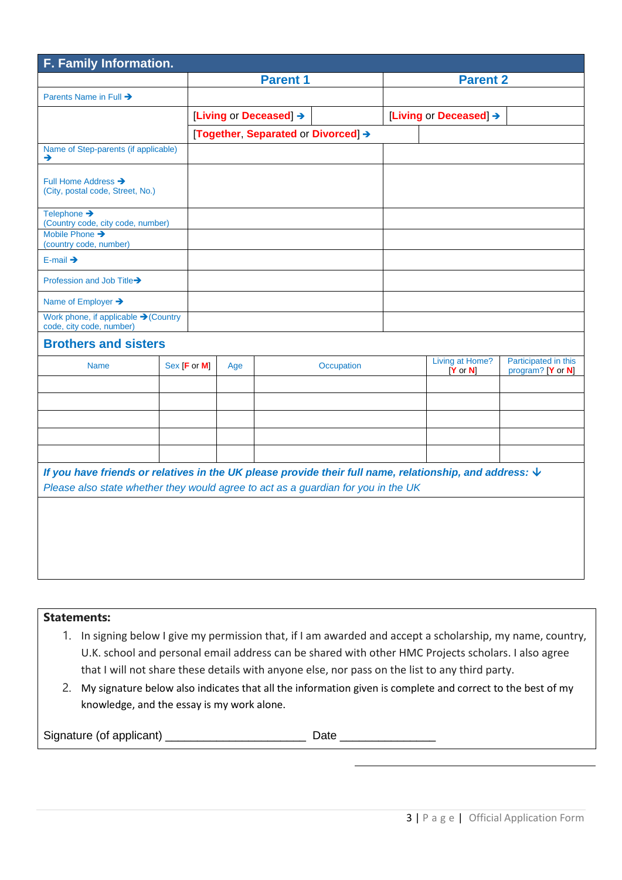## F. Family Information.

| | Parent 1 | | Parent 2 | |
|---|---|---|---|---|
| Parents Name in Full ➔ | | | | |
| | [Living or Deceased] ➔ | | [Living or Deceased] ➔ | |
| | [Together, Separated or Divorced] ➔ | | | |
| Name of Step-parents (if applicable) ➔ | | | | |
| Full Home Address ➔ (City, postal code, Street, No.) | | | | |
| Telephone ➔ (Country code, city code, number) | | | | |
| Mobile Phone ➔ (country code, number) | | | | |
| E-mail ➔ | | | | |
| Profession and Job Title➔ | | | | |
| Name of Employer ➔ | | | | |
| Work phone, if applicable ➔(Country code, city code, number) | | | | |

### Brothers and sisters

| Name | Sex [F or M] | Age | Occupation | Living at Home? [Y or N] | Participated in this program? [Y or N] |
|---|---|---|---|---|---|
| | | | | | |
| | | | | | |
| | | | | | |
| | | | | | |
| | | | | | |

***If you have friends or relatives in the UK please provide their full name, relationship, and address:*** ↓
*Please also state whether they would agree to act as a guardian for you in the UK*

**Statements:**

1. In signing below I give my permission that, if I am awarded and accept a scholarship, my name, country, U.K. school and personal email address can be shared with other HMC Projects scholars. I also agree that I will not share these details with anyone else, nor pass on the list to any third party.
2. My signature below also indicates that all the information given is complete and correct to the best of my knowledge, and the essay is my work alone.

Signature (of applicant) ______________________ Date _______________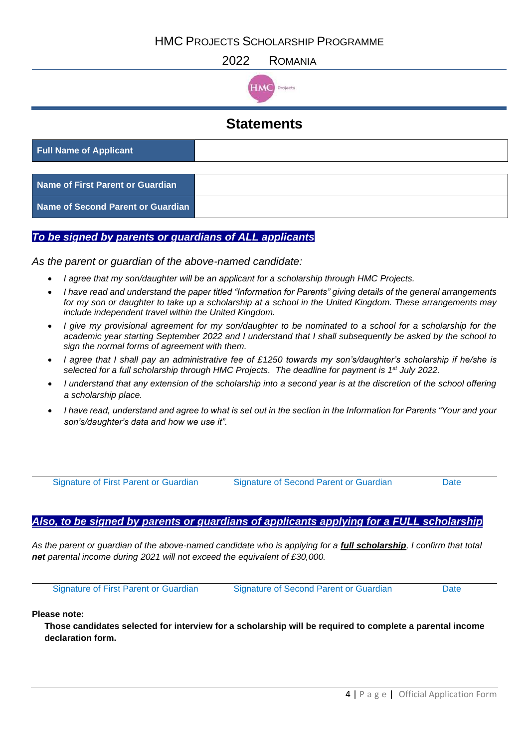HMC PROJECTS SCHOLARSHIP PROGRAMME

2022 ROMANIA

## Statements

| Full Name of Applicant | |
|---|---|

| Name of First Parent or Guardian | |
|---|---|
| Name of Second Parent or Guardian | |

***To be signed by parents or guardians of ALL applicants***

*As the parent or guardian of the above-named candidate:*

- *I agree that my son/daughter will be an applicant for a scholarship through HMC Projects.*
- *I have read and understand the paper titled "Information for Parents" giving details of the general arrangements for my son or daughter to take up a scholarship at a school in the United Kingdom. These arrangements may include independent travel within the United Kingdom.*
- *I give my provisional agreement for my son/daughter to be nominated to a school for a scholarship for the academic year starting September 2022 and I understand that I shall subsequently be asked by the school to sign the normal forms of agreement with them.*
- *I agree that I shall pay an administrative fee of £1250 towards my son's/daughter's scholarship if he/she is selected for a full scholarship through HMC Projects. The deadline for payment is 1st July 2022.*
- *I understand that any extension of the scholarship into a second year is at the discretion of the school offering a scholarship place.*
- *I have read, understand and agree to what is set out in the section in the Information for Parents "Your and your son's/daughter's data and how we use it".*

| Signature of First Parent or Guardian | Signature of Second Parent or Guardian | Date |
|---|---|---|

***Also, to be signed by parents or guardians of applicants applying for a FULL scholarship***

*As the parent or guardian of the above-named candidate who is applying for a **full scholarship**, I confirm that total **net** parental income during 2021 will not exceed the equivalent of £30,000.*

| Signature of First Parent or Guardian | Signature of Second Parent or Guardian | Date |
|---|---|---|

**Please note:**

**Those candidates selected for interview for a scholarship will be required to complete a parental income declaration form.**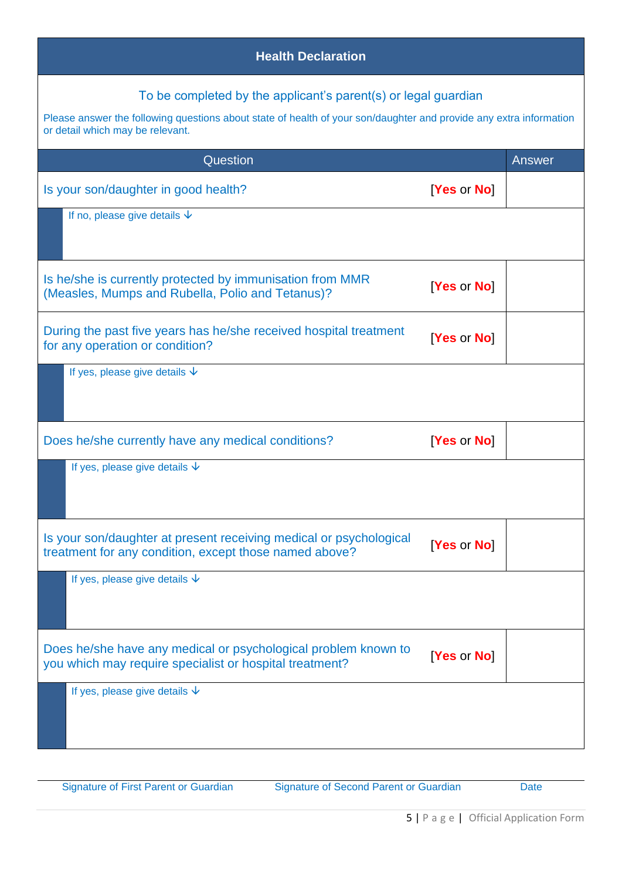## Health Declaration

To be completed by the applicant's parent(s) or legal guardian

Please answer the following questions about state of health of your son/daughter and provide any extra information or detail which may be relevant.

| Question | | Answer |
|---|---|---|
| Is your son/daughter in good health? | [Yes or No] | |
| If no, please give details ↓ | | |
| Is he/she is currently protected by immunisation from MMR (Measles, Mumps and Rubella, Polio and Tetanus)? | [Yes or No] | |
| During the past five years has he/she received hospital treatment for any operation or condition? | [Yes or No] | |
| If yes, please give details ↓ | | |
| Does he/she currently have any medical conditions? | [Yes or No] | |
| If yes, please give details ↓ | | |
| Is your son/daughter at present receiving medical or psychological treatment for any condition, except those named above? | [Yes or No] | |
| If yes, please give details ↓ | | |
| Does he/she have any medical or psychological problem known to you which may require specialist or hospital treatment? | [Yes or No] | |
| If yes, please give details ↓ | | |

| Signature of First Parent or Guardian | Signature of Second Parent or Guardian | Date |
|---|---|---|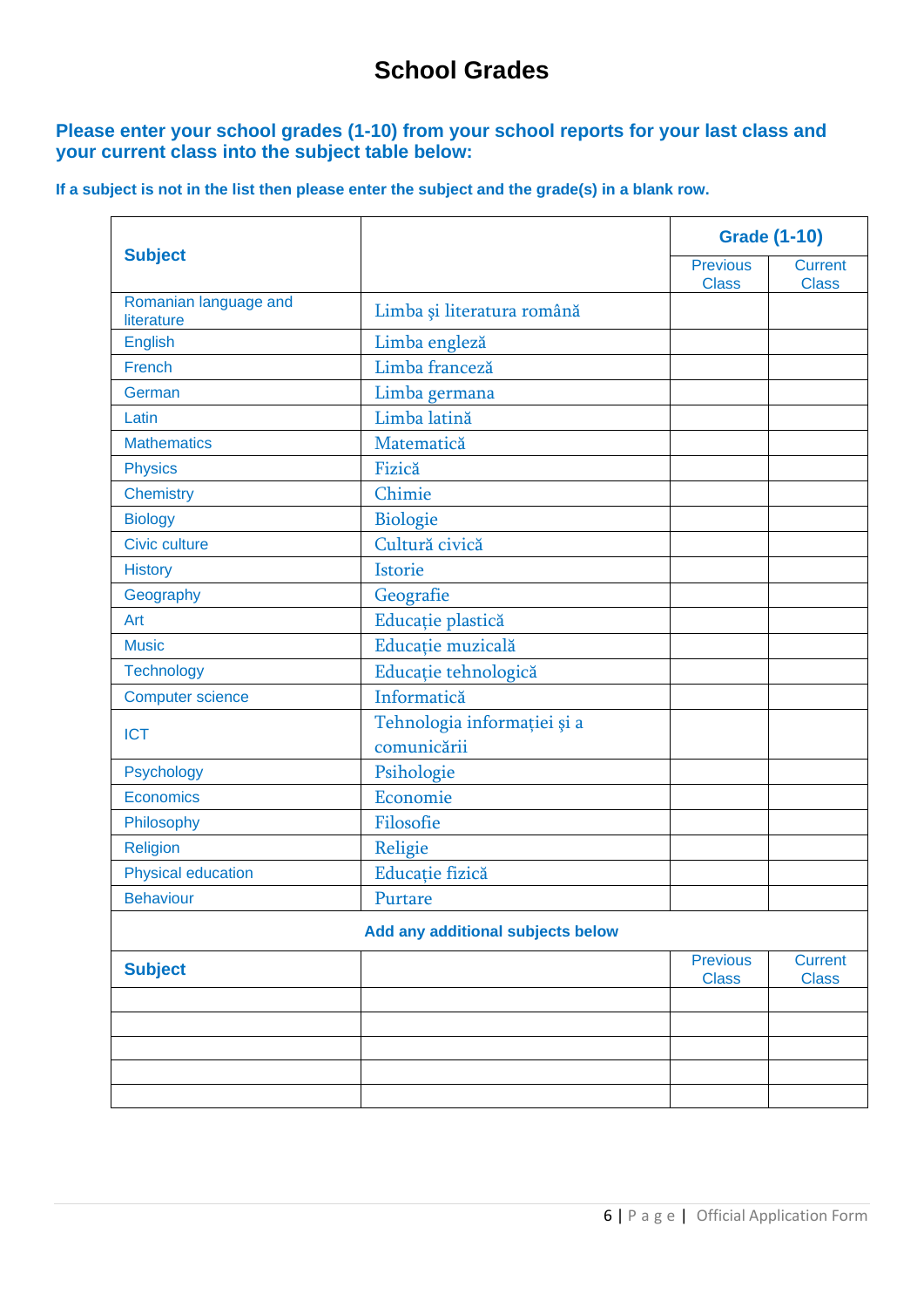# School Grades

**Please enter your school grades (1-10) from your school reports for your last class and your current class into the subject table below:**

**If a subject is not in the list then please enter the subject and the grade(s) in a blank row.**

| Subject | | Grade (1-10) | |
|---|---|---|---|
| | | Previous Class | Current Class |
| Romanian language and literature | Limba şi literatura română | | |
| English | Limba engleză | | |
| French | Limba franceză | | |
| German | Limba germana | | |
| Latin | Limba latină | | |
| Mathematics | Matematică | | |
| Physics | Fizică | | |
| Chemistry | Chimie | | |
| Biology | Biologie | | |
| Civic culture | Cultură civică | | |
| History | Istorie | | |
| Geography | Geografie | | |
| Art | Educaţie plastică | | |
| Music | Educaţie muzicală | | |
| Technology | Educaţie tehnologică | | |
| Computer science | Informatică | | |
| ICT | Tehnologia informaţiei şi a comunicării | | |
| Psychology | Psihologie | | |
| Economics | Economie | | |
| Philosophy | Filosofie | | |
| Religion | Religie | | |
| Physical education | Educaţie fizică | | |
| Behaviour | Purtare | | |
| **Add any additional subjects below** | | | |
| **Subject** | | Previous Class | Current Class |
| | | | |
| | | | |
| | | | |
| | | | |
| | | | |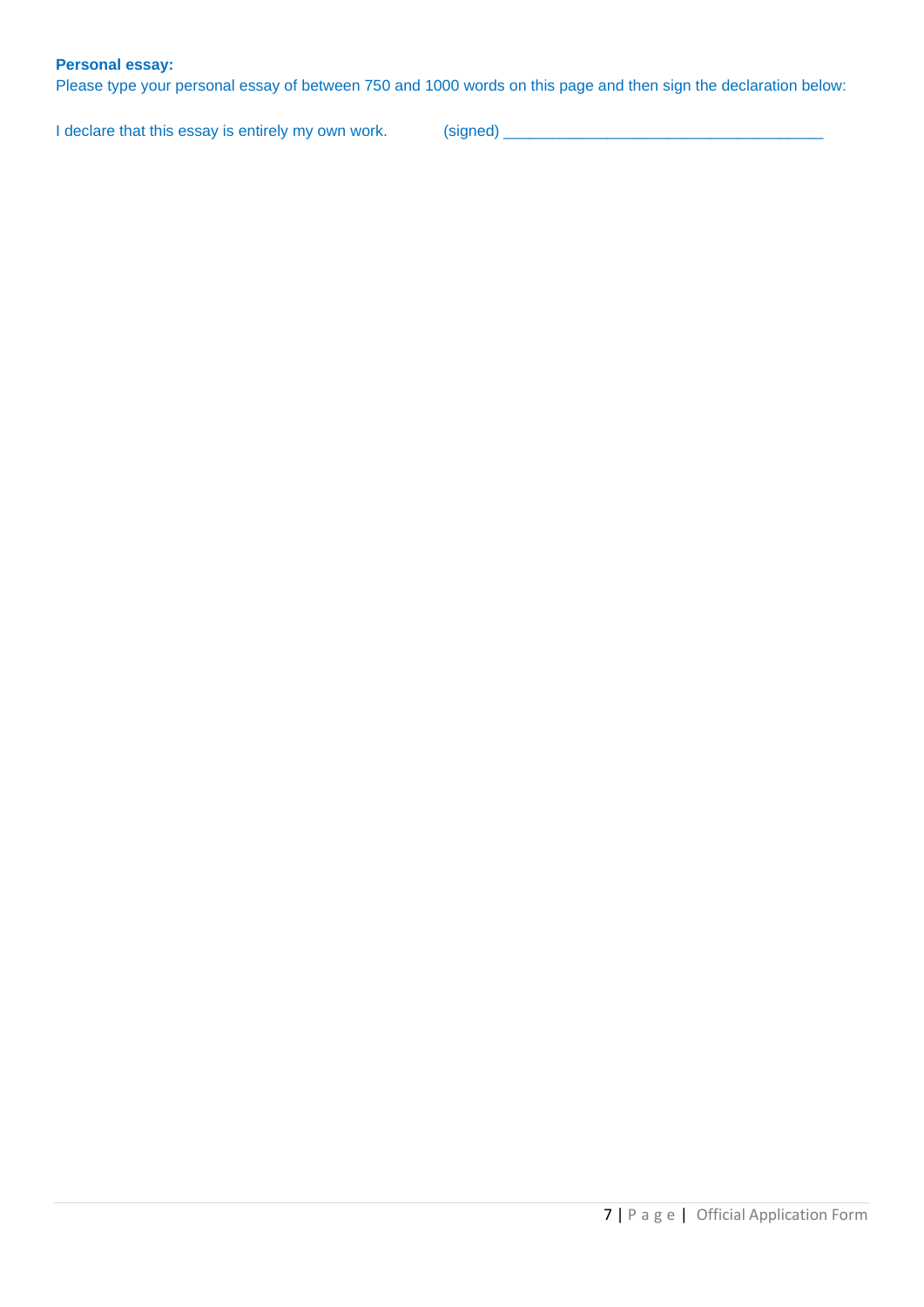**Personal essay:**

Please type your personal essay of between 750 and 1000 words on this page and then sign the declaration below:

I declare that this essay is entirely my own work. (signed) ____________________________________